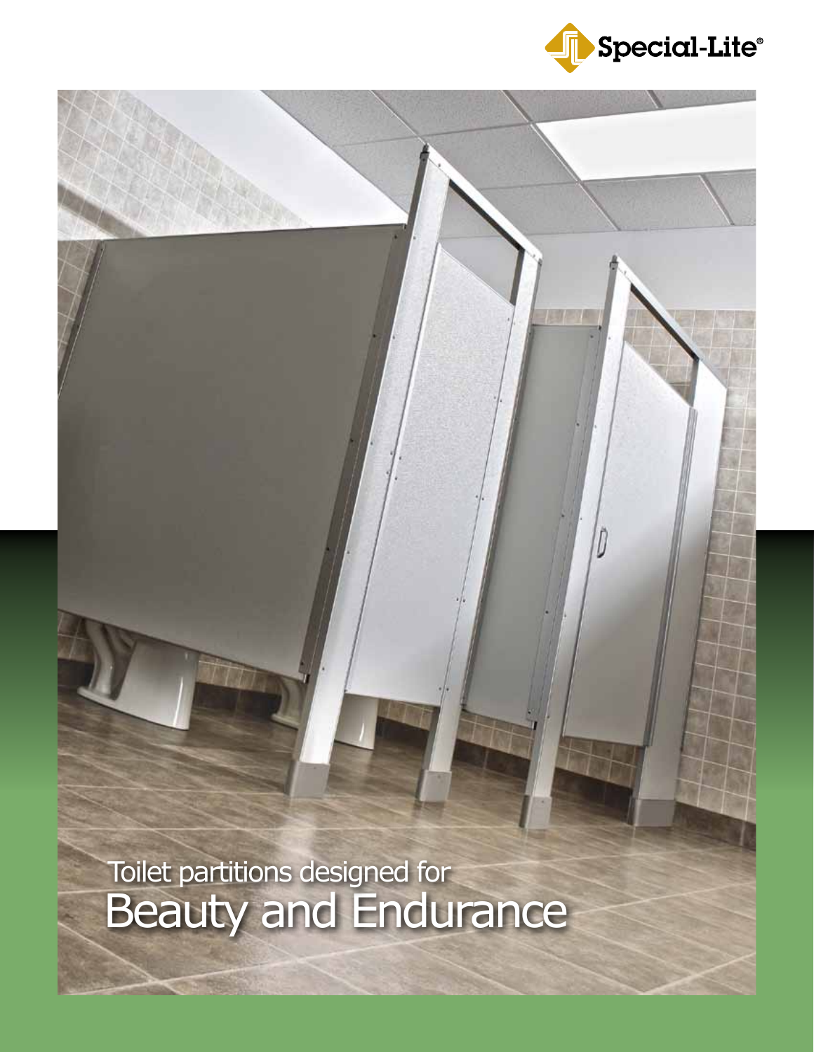Special-Lite®

# Toilet partitions designed for Beauty and Endurance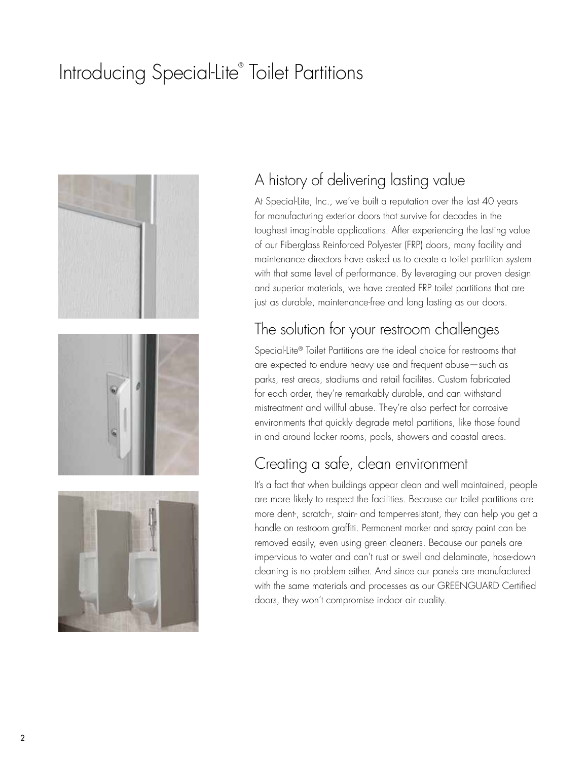# Introducing Special-Lite® Toilet Partitions

## A history of delivering lasting value

At Special-Lite, Inc., we've built a reputation over the last 40 years for manufacturing exterior doors that survive for decades in the toughest imaginable applications. After experiencing the lasting value of our Fiberglass Reinforced Polyester (FRP) doors, many facility and maintenance directors have asked us to create a toilet partition system with that same level of performance. By leveraging our proven design and superior materials, we have created FRP toilet partitions that are just as durable, maintenance-free and long lasting as our doors.

## The solution for your restroom challenges

Special-Lite® Toilet Partitions are the ideal choice for restrooms that are expected to endure heavy use and frequent abuse—such as parks, rest areas, stadiums and retail facilites. Custom fabricated for each order, they're remarkably durable, and can withstand mistreatment and willful abuse. They're also perfect for corrosive environments that quickly degrade metal partitions, like those found in and around locker rooms, pools, showers and coastal areas.

## Creating a safe, clean environment

It's a fact that when buildings appear clean and well maintained, people are more likely to respect the facilities. Because our toilet partitions are more dent-, scratch-, stain- and tamper-resistant, they can help you get a handle on restroom graffiti. Permanent marker and spray paint can be removed easily, even using green cleaners. Because our panels are impervious to water and can't rust or swell and delaminate, hose-down cleaning is no problem either. And since our panels are manufactured with the same materials and processes as our GREENGUARD Certified doors, they won't compromise indoor air quality.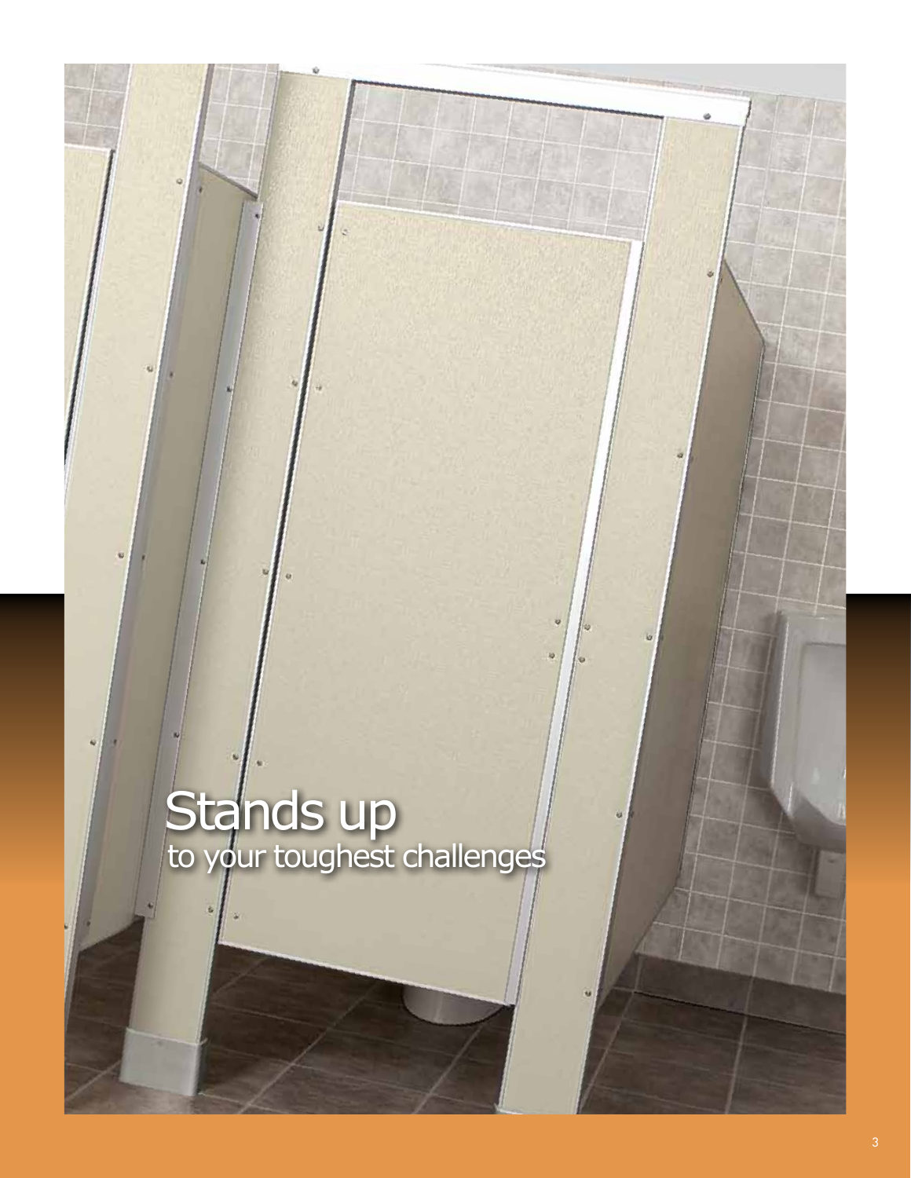# Stands up

to your toughest challenges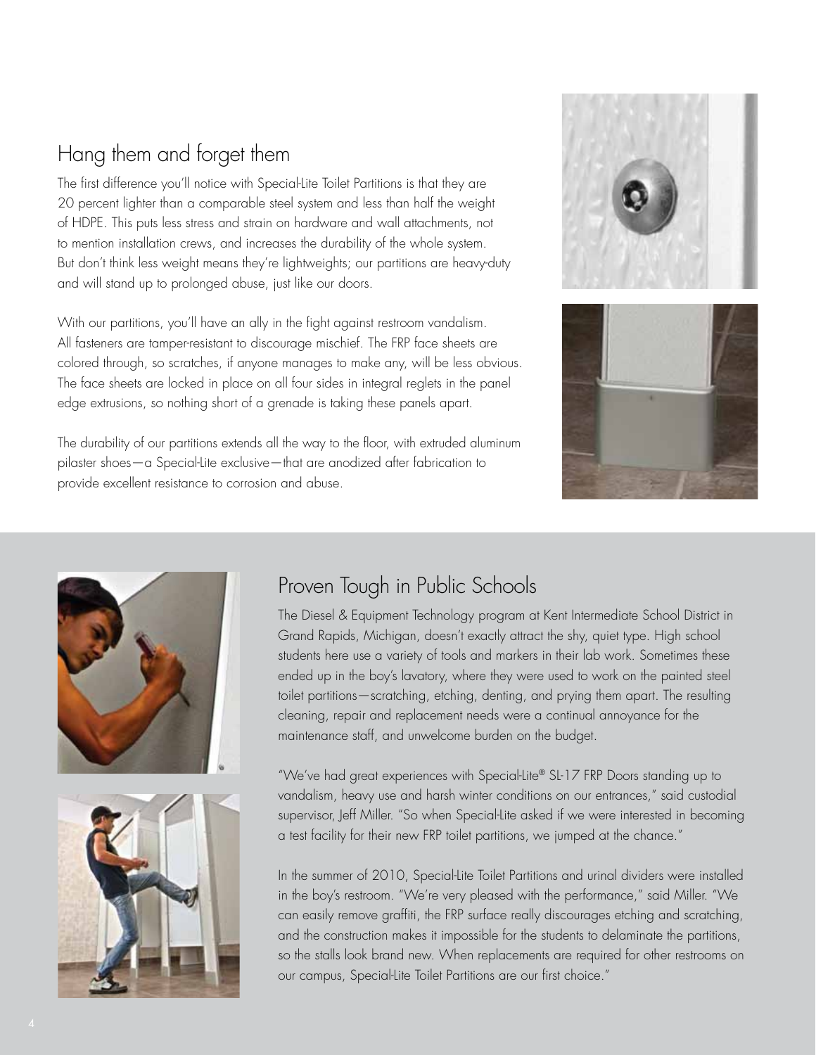## Hang them and forget them

The first difference you'll notice with Special-Lite Toilet Partitions is that they are 20 percent lighter than a comparable steel system and less than half the weight of HDPE. This puts less stress and strain on hardware and wall attachments, not to mention installation crews, and increases the durability of the whole system. But don't think less weight means they're lightweights; our partitions are heavy-duty and will stand up to prolonged abuse, just like our doors.

With our partitions, you'll have an ally in the fight against restroom vandalism. All fasteners are tamper-resistant to discourage mischief. The FRP face sheets are colored through, so scratches, if anyone manages to make any, will be less obvious. The face sheets are locked in place on all four sides in integral reglets in the panel edge extrusions, so nothing short of a grenade is taking these panels apart.

The durability of our partitions extends all the way to the floor, with extruded aluminum pilaster shoes—a Special-Lite exclusive—that are anodized after fabrication to provide excellent resistance to corrosion and abuse.

## Proven Tough in Public Schools

The Diesel & Equipment Technology program at Kent Intermediate School District in Grand Rapids, Michigan, doesn't exactly attract the shy, quiet type. High school students here use a variety of tools and markers in their lab work. Sometimes these ended up in the boy's lavatory, where they were used to work on the painted steel toilet partitions—scratching, etching, denting, and prying them apart. The resulting cleaning, repair and replacement needs were a continual annoyance for the maintenance staff, and unwelcome burden on the budget.

"We've had great experiences with Special-Lite® SL-17 FRP Doors standing up to vandalism, heavy use and harsh winter conditions on our entrances," said custodial supervisor, Jeff Miller. "So when Special-Lite asked if we were interested in becoming a test facility for their new FRP toilet partitions, we jumped at the chance."

In the summer of 2010, Special-Lite Toilet Partitions and urinal dividers were installed in the boy's restroom. "We're very pleased with the performance," said Miller. "We can easily remove graffiti, the FRP surface really discourages etching and scratching, and the construction makes it impossible for the students to delaminate the partitions, so the stalls look brand new. When replacements are required for other restrooms on our campus, Special-Lite Toilet Partitions are our first choice."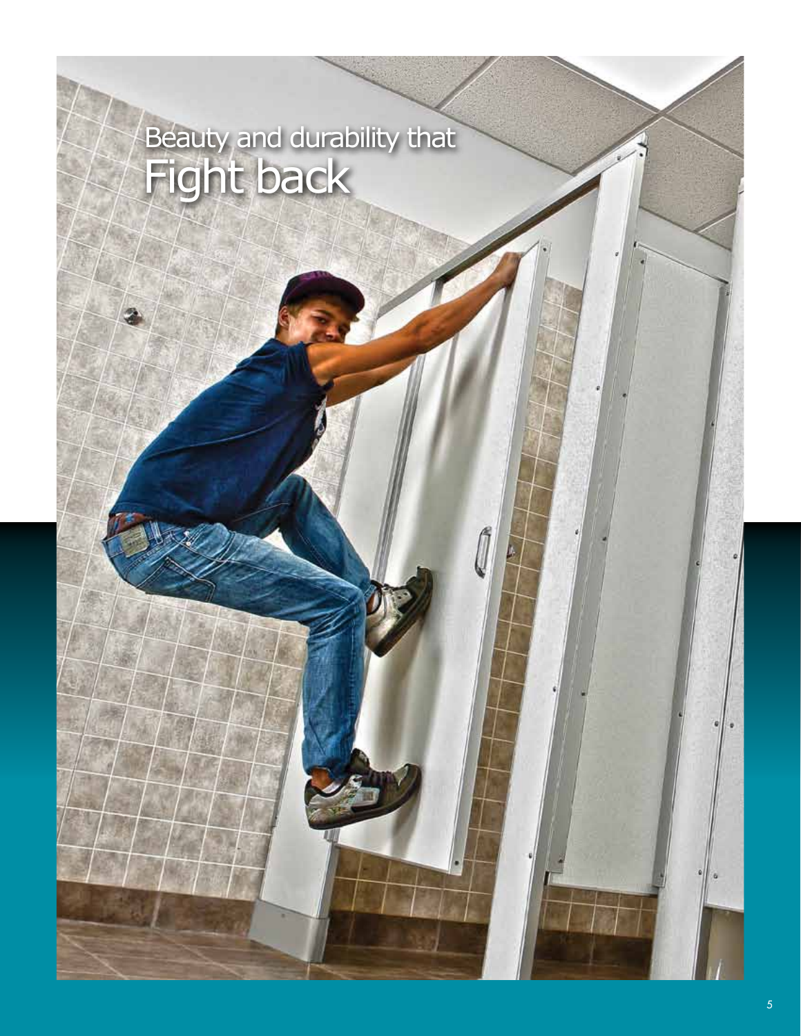# Beauty and durability that Fight back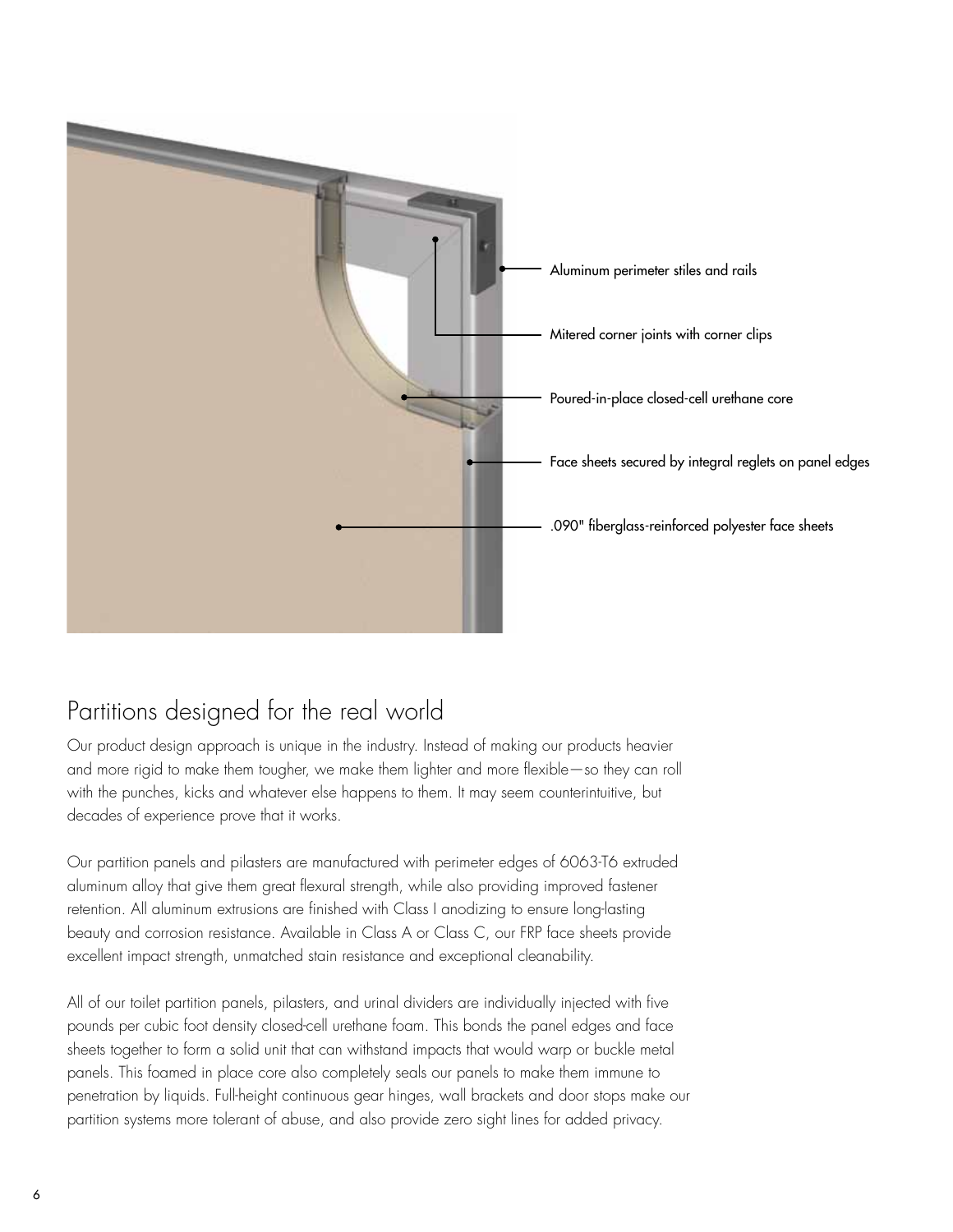Aluminum perimeter stiles and rails

Mitered corner joints with corner clips

Poured-in-place closed-cell urethane core

Face sheets secured by integral reglets on panel edges

.090" fiberglass-reinforced polyester face sheets

## Partitions designed for the real world

Our product design approach is unique in the industry. Instead of making our products heavier and more rigid to make them tougher, we make them lighter and more flexible—so they can roll with the punches, kicks and whatever else happens to them. It may seem counterintuitive, but decades of experience prove that it works.

Our partition panels and pilasters are manufactured with perimeter edges of 6063-T6 extruded aluminum alloy that give them great flexural strength, while also providing improved fastener retention. All aluminum extrusions are finished with Class I anodizing to ensure long-lasting beauty and corrosion resistance. Available in Class A or Class C, our FRP face sheets provide excellent impact strength, unmatched stain resistance and exceptional cleanability.

All of our toilet partition panels, pilasters, and urinal dividers are individually injected with five pounds per cubic foot density closed-cell urethane foam. This bonds the panel edges and face sheets together to form a solid unit that can withstand impacts that would warp or buckle metal panels. This foamed in place core also completely seals our panels to make them immune to penetration by liquids. Full-height continuous gear hinges, wall brackets and door stops make our partition systems more tolerant of abuse, and also provide zero sight lines for added privacy.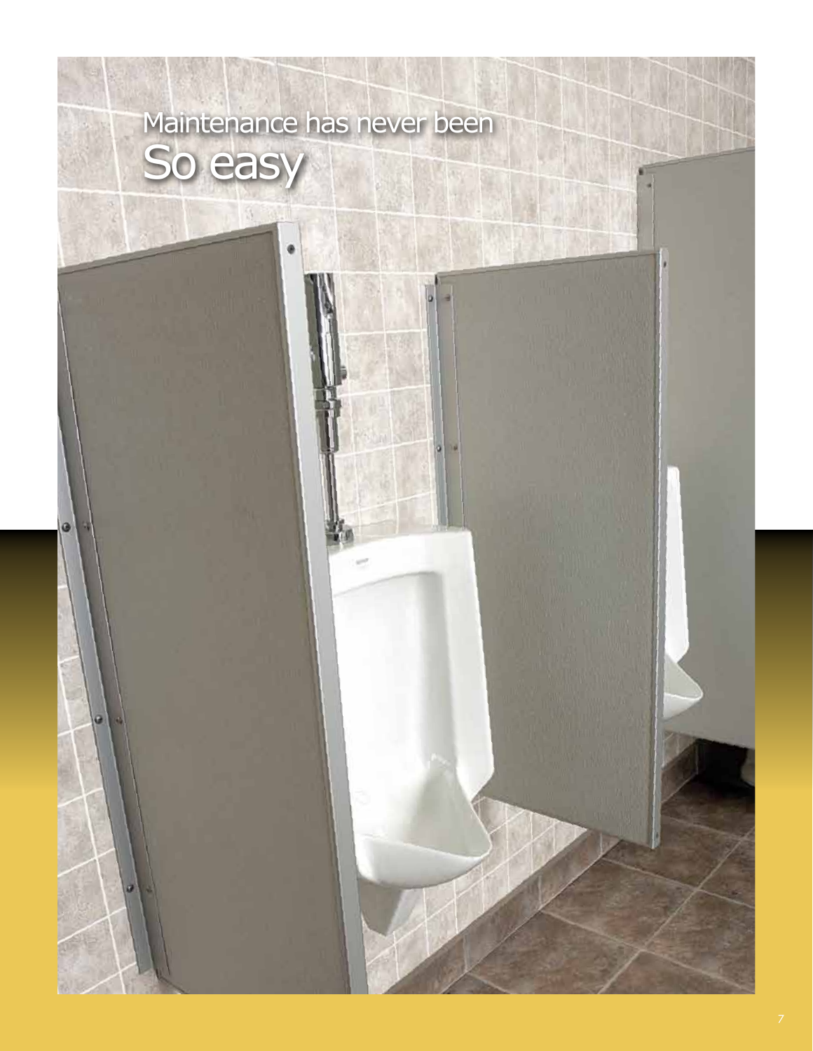# Maintenance has never been So easy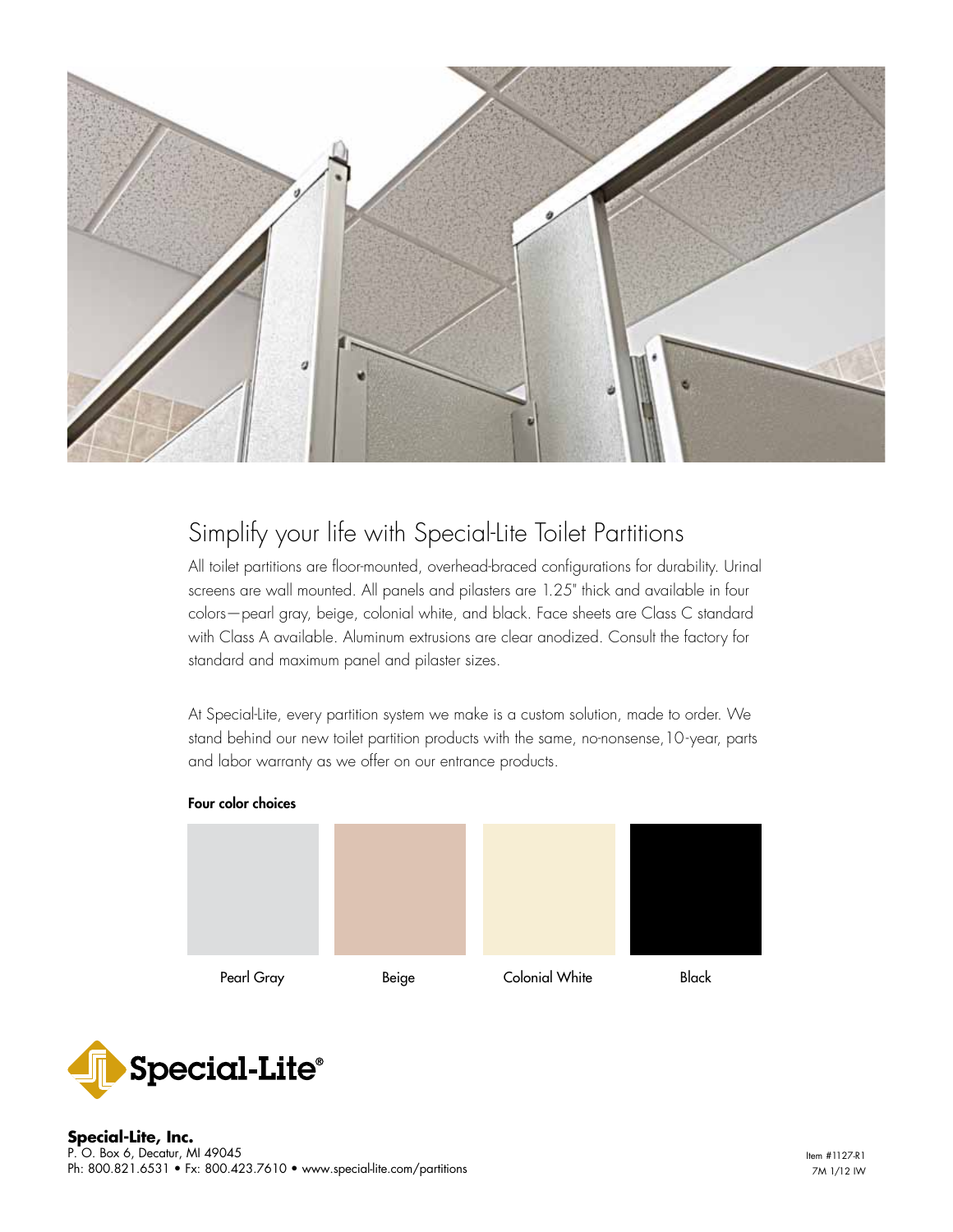## Simplify your life with Special-Lite Toilet Partitions

All toilet partitions are floor-mounted, overhead-braced configurations for durability. Urinal screens are wall mounted. All panels and pilasters are 1.25" thick and available in four colors—pearl gray, beige, colonial white, and black. Face sheets are Class C standard with Class A available. Aluminum extrusions are clear anodized. Consult the factory for standard and maximum panel and pilaster sizes.

At Special-Lite, every partition system we make is a custom solution, made to order. We stand behind our new toilet partition products with the same, no-nonsense, 10-year, parts and labor warranty as we offer on our entrance products.

**Four color choices**

Pearl Gray

Beige

Colonial White

Black

Special-Lite®

**Special-Lite, Inc.**
P. O. Box 6, Decatur, MI 49045
Ph: 800.821.6531 • Fx: 800.423.7610 • www.special-lite.com/partitions

Item #1127-R1
7M 1/12 IW